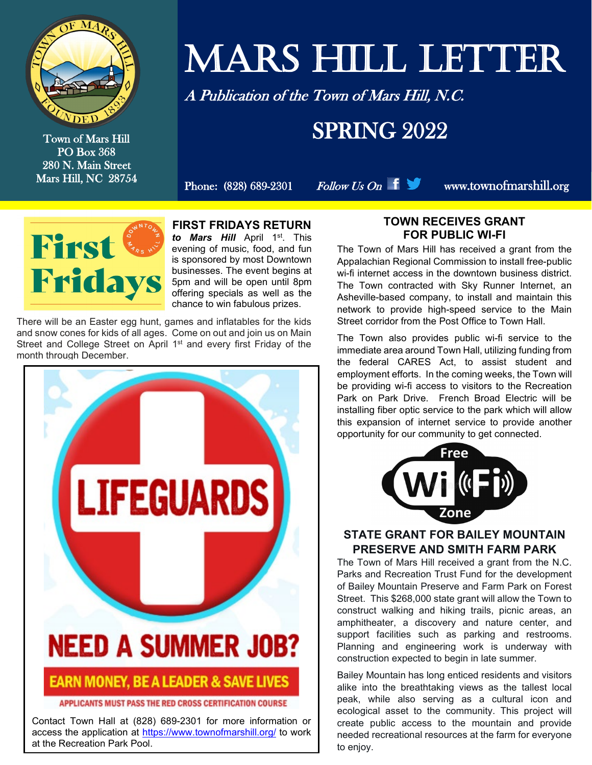# MARS HILL LETTER

*A Publication of the Town of Mars Hill, N.C.*

## SPRING 2022

Town of Mars Hill
PO Box 368
280 N. Main Street
Mars Hill, NC 28754

Phone: (828) 689-2301 *Follow Us On* www.townofmarshill.org

### FIRST FRIDAYS RETURN

***to Mars Hill*** April 1st. This evening of music, food, and fun is sponsored by most Downtown businesses. The event begins at 5pm and will be open until 8pm offering specials as well as the chance to win fabulous prizes.

There will be an Easter egg hunt, games and inflatables for the kids and snow cones for kids of all ages. Come on out and join us on Main Street and College Street on April 1st and every first Friday of the month through December.

**LIFEGUARDS**

**NEED A SUMMER JOB?**

**EARN MONEY, BE A LEADER & SAVE LIVES**

APPLICANTS MUST PASS THE RED CROSS CERTIFICATION COURSE

Contact Town Hall at (828) 689-2301 for more information or access the application at https://www.townofmarshill.org/ to work at the Recreation Park Pool.

### TOWN RECEIVES GRANT FOR PUBLIC WI-FI

The Town of Mars Hill has received a grant from the Appalachian Regional Commission to install free-public wi-fi internet access in the downtown business district. The Town contracted with Sky Runner Internet, an Asheville-based company, to install and maintain this network to provide high-speed service to the Main Street corridor from the Post Office to Town Hall.

The Town also provides public wi-fi service to the immediate area around Town Hall, utilizing funding from the federal CARES Act, to assist student and employment efforts. In the coming weeks, the Town will be providing wi-fi access to visitors to the Recreation Park on Park Drive. French Broad Electric will be installing fiber optic service to the park which will allow this expansion of internet service to provide another opportunity for our community to get connected.

Free Wi-Fi Zone

### STATE GRANT FOR BAILEY MOUNTAIN PRESERVE AND SMITH FARM PARK

The Town of Mars Hill received a grant from the N.C. Parks and Recreation Trust Fund for the development of Bailey Mountain Preserve and Farm Park on Forest Street. This $268,000 state grant will allow the Town to construct walking and hiking trails, picnic areas, an amphitheater, a discovery and nature center, and support facilities such as parking and restrooms. Planning and engineering work is underway with construction expected to begin in late summer.

Bailey Mountain has long enticed residents and visitors alike into the breathtaking views as the tallest local peak, while also serving as a cultural icon and ecological asset to the community. This project will create public access to the mountain and provide needed recreational resources at the farm for everyone to enjoy.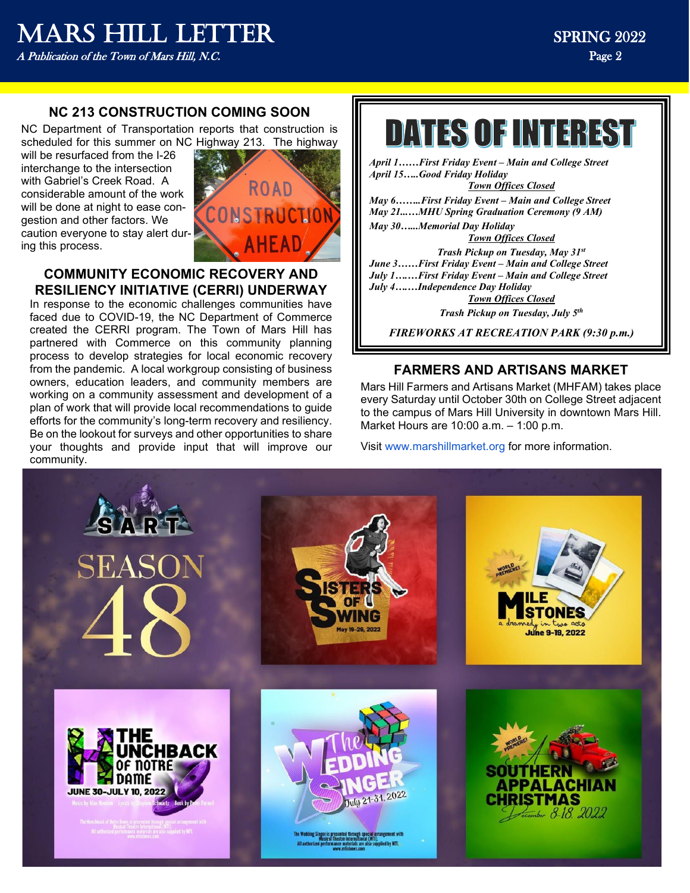## NC 213 CONSTRUCTION COMING SOON

NC Department of Transportation reports that construction is scheduled for this summer on NC Highway 213. The highway will be resurfaced from the I-26 interchange to the intersection with Gabriel's Creek Road. A considerable amount of the work will be done at night to ease congestion and other factors. We caution everyone to stay alert during this process.

## COMMUNITY ECONOMIC RECOVERY AND RESILIENCY INITIATIVE (CERRI) UNDERWAY

In response to the economic challenges communities have faced due to COVID-19, the NC Department of Commerce created the CERRI program. The Town of Mars Hill has partnered with Commerce on this community planning process to develop strategies for local economic recovery from the pandemic. A local workgroup consisting of business owners, education leaders, and community members are working on a community assessment and development of a plan of work that will provide local recommendations to guide efforts for the community's long-term recovery and resiliency. Be on the lookout for surveys and other opportunities to share your thoughts and provide input that will improve our community.

## DATES OF INTEREST

*April 1……First Friday Event – Main and College Street*
*April 15…..Good Friday Holiday*
*Town Offices Closed*

*May 6……..First Friday Event – Main and College Street*
*May 21..….MHU Spring Graduation Ceremony (9 AM)*

*May 30…...Memorial Day Holiday*
*Town Offices Closed*
*Trash Pickup on Tuesday, May 31st*

*June 3……First Friday Event – Main and College Street*
*July 1….…First Friday Event – Main and College Street*
*July 4….…Independence Day Holiday*
*Town Offices Closed*
*Trash Pickup on Tuesday, July 5th*

*FIREWORKS AT RECREATION PARK (9:30 p.m.)*

## FARMERS AND ARTISANS MARKET

Mars Hill Farmers and Artisans Market (MHFAM) takes place every Saturday until October 30th on College Street adjacent to the campus of Mars Hill University in downtown Mars Hill. Market Hours are 10:00 a.m. – 1:00 p.m.

Visit www.marshillmarket.org for more information.

SART SEASON 48

SISTERS OF SWING — May 19-29, 2022

WORLD PREMIERE! MILESTONES — a dramedy in two acts — June 9-19, 2022

THE HUNCHBACK OF NOTRE DAME — JUNE 30–JULY 10, 2022

THE WEDDING SINGER — July 21-31, 2022

WORLD PREMIERE! A SOUTHERN APPALACHIAN CHRISTMAS — December 8-18, 2022